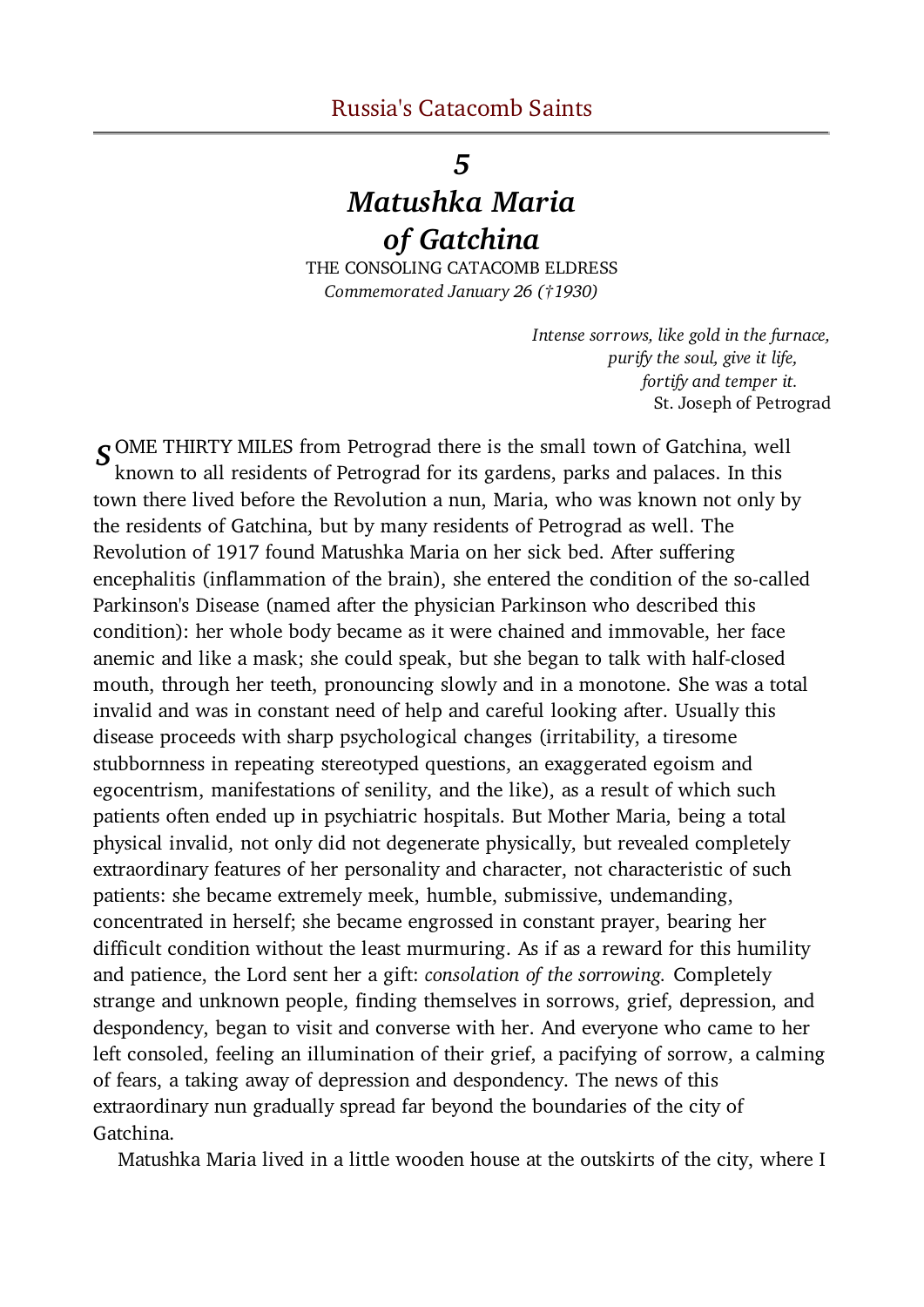# 5
# *Matushka Maria of Gatchina*

THE CONSOLING CATACOMB ELDRESS

*Commemorated January 26 (†1930)*

> *Intense sorrows, like gold in the furnace,*
> *purify the soul, give it life,*
> *fortify and temper it.*
> St. Joseph of Petrograd

SOME THIRTY MILES from Petrograd there is the small town of Gatchina, well known to all residents of Petrograd for its gardens, parks and palaces. In this town there lived before the Revolution a nun, Maria, who was known not only by the residents of Gatchina, but by many residents of Petrograd as well. The Revolution of 1917 found Matushka Maria on her sick bed. After suffering encephalitis (inflammation of the brain), she entered the condition of the so-called Parkinson's Disease (named after the physician Parkinson who described this condition): her whole body became as it were chained and immovable, her face anemic and like a mask; she could speak, but she began to talk with half-closed mouth, through her teeth, pronouncing slowly and in a monotone. She was a total invalid and was in constant need of help and careful looking after. Usually this disease proceeds with sharp psychological changes (irritability, a tiresome stubbornness in repeating stereotyped questions, an exaggerated egoism and egocentrism, manifestations of senility, and the like), as a result of which such patients often ended up in psychiatric hospitals. But Mother Maria, being a total physical invalid, not only did not degenerate physically, but revealed completely extraordinary features of her personality and character, not characteristic of such patients: she became extremely meek, humble, submissive, undemanding, concentrated in herself; she became engrossed in constant prayer, bearing her difficult condition without the least murmuring. As if as a reward for this humility and patience, the Lord sent her a gift: *consolation of the sorrowing.* Completely strange and unknown people, finding themselves in sorrows, grief, depression, and despondency, began to visit and converse with her. And everyone who came to her left consoled, feeling an illumination of their grief, a pacifying of sorrow, a calming of fears, a taking away of depression and despondency. The news of this extraordinary nun gradually spread far beyond the boundaries of the city of Gatchina.

Matushka Maria lived in a little wooden house at the outskirts of the city, where I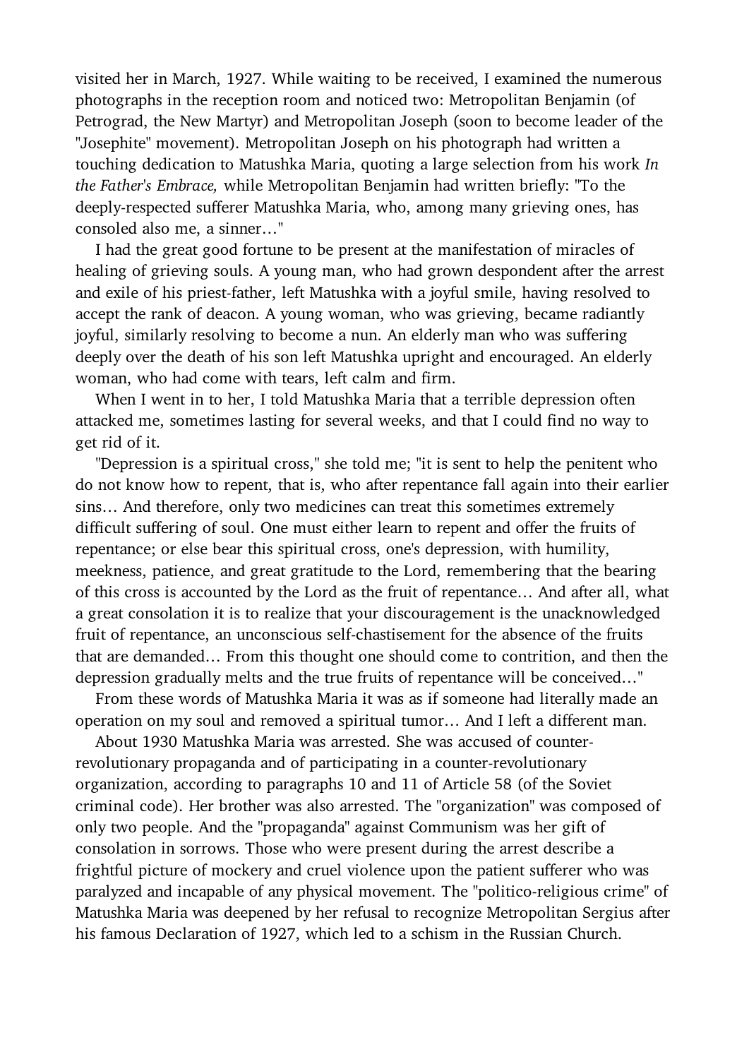visited her in March, 1927. While waiting to be received, I examined the numerous photographs in the reception room and noticed two: Metropolitan Benjamin (of Petrograd, the New Martyr) and Metropolitan Joseph (soon to become leader of the "Josephite" movement). Metropolitan Joseph on his photograph had written a touching dedication to Matushka Maria, quoting a large selection from his work *In the Father's Embrace,* while Metropolitan Benjamin had written briefly: "To the deeply-respected sufferer Matushka Maria, who, among many grieving ones, has consoled also me, a sinner…"

I had the great good fortune to be present at the manifestation of miracles of healing of grieving souls. A young man, who had grown despondent after the arrest and exile of his priest-father, left Matushka with a joyful smile, having resolved to accept the rank of deacon. A young woman, who was grieving, became radiantly joyful, similarly resolving to become a nun. An elderly man who was suffering deeply over the death of his son left Matushka upright and encouraged. An elderly woman, who had come with tears, left calm and firm.

When I went in to her, I told Matushka Maria that a terrible depression often attacked me, sometimes lasting for several weeks, and that I could find no way to get rid of it.

"Depression is a spiritual cross," she told me; "it is sent to help the penitent who do not know how to repent, that is, who after repentance fall again into their earlier sins… And therefore, only two medicines can treat this sometimes extremely difficult suffering of soul. One must either learn to repent and offer the fruits of repentance; or else bear this spiritual cross, one's depression, with humility, meekness, patience, and great gratitude to the Lord, remembering that the bearing of this cross is accounted by the Lord as the fruit of repentance… And after all, what a great consolation it is to realize that your discouragement is the unacknowledged fruit of repentance, an unconscious self-chastisement for the absence of the fruits that are demanded… From this thought one should come to contrition, and then the depression gradually melts and the true fruits of repentance will be conceived…"

From these words of Matushka Maria it was as if someone had literally made an operation on my soul and removed a spiritual tumor… And I left a different man.

About 1930 Matushka Maria was arrested. She was accused of counter-revolutionary propaganda and of participating in a counter-revolutionary organization, according to paragraphs 10 and 11 of Article 58 (of the Soviet criminal code). Her brother was also arrested. The "organization" was composed of only two people. And the "propaganda" against Communism was her gift of consolation in sorrows. Those who were present during the arrest describe a frightful picture of mockery and cruel violence upon the patient sufferer who was paralyzed and incapable of any physical movement. The "politico-religious crime" of Matushka Maria was deepened by her refusal to recognize Metropolitan Sergius after his famous Declaration of 1927, which led to a schism in the Russian Church.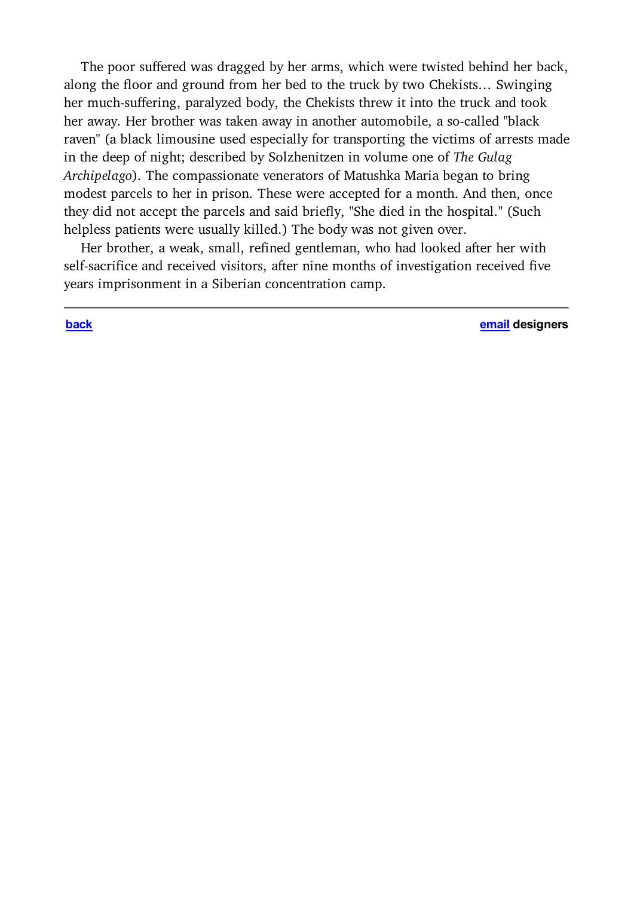The poor suffered was dragged by her arms, which were twisted behind her back, along the floor and ground from her bed to the truck by two Chekists... Swinging her much-suffering, paralyzed body, the Chekists threw it into the truck and took her away. Her brother was taken away in another automobile, a so-called "black raven" (a black limousine used especially for transporting the victims of arrests made in the deep of night; described by Solzhenitzen in volume one of *The Gulag Archipelago*). The compassionate venerators of Matushka Maria began to bring modest parcels to her in prison. These were accepted for a month. And then, once they did not accept the parcels and said briefly, "She died in the hospital." (Such helpless patients were usually killed.) The body was not given over.

Her brother, a weak, small, refined gentleman, who had looked after her with self-sacrifice and received visitors, after nine months of investigation received five years imprisonment in a Siberian concentration camp.

---

**back** **email designers**